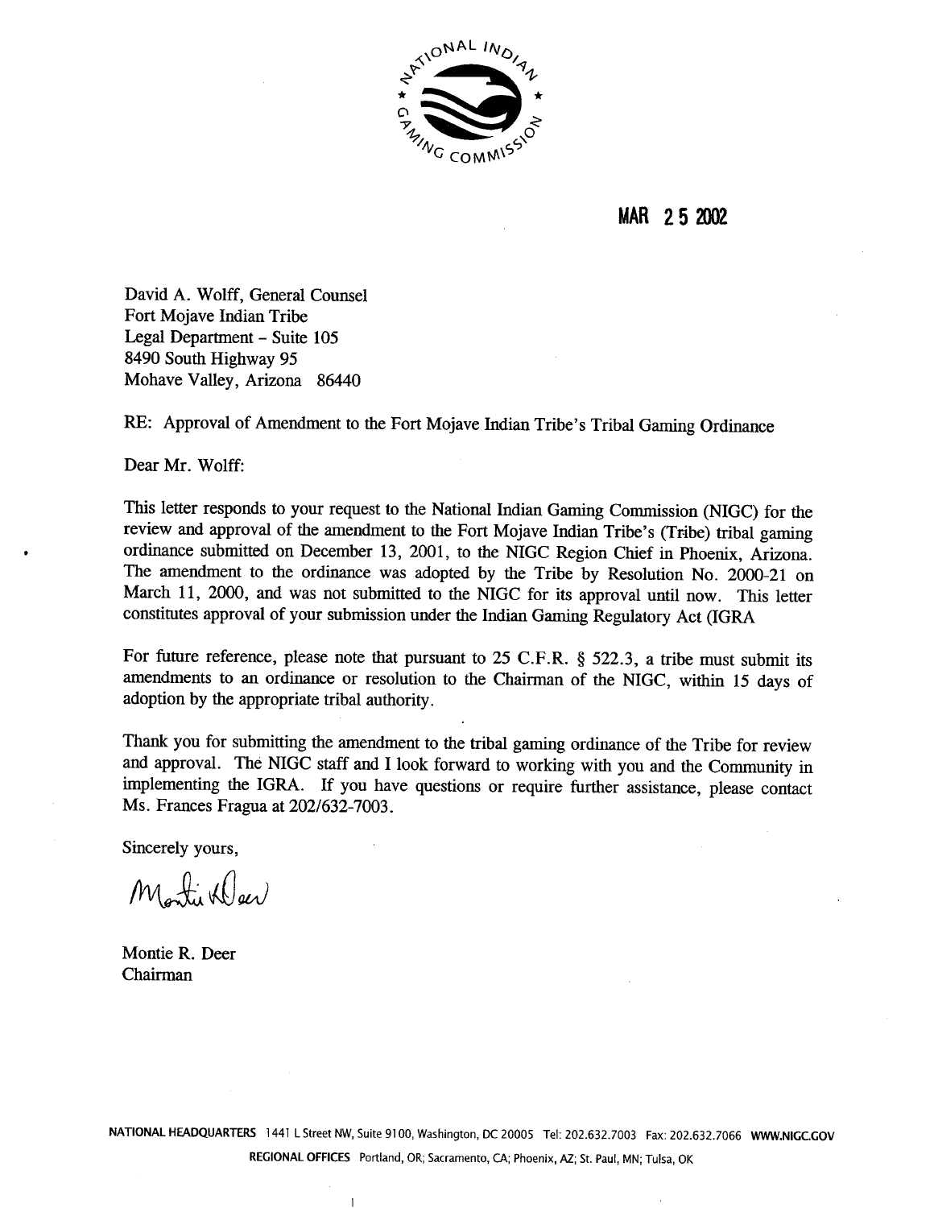NATIONAL INDIAN GAMING COMMISSION

MAR 25 2002

David A. Wolff, General Counsel
Fort Mojave Indian Tribe
Legal Department – Suite 105
8490 South Highway 95
Mohave Valley, Arizona 86440

RE: Approval of Amendment to the Fort Mojave Indian Tribe's Tribal Gaming Ordinance

Dear Mr. Wolff:

This letter responds to your request to the National Indian Gaming Commission (NIGC) for the review and approval of the amendment to the Fort Mojave Indian Tribe's (Tribe) tribal gaming ordinance submitted on December 13, 2001, to the NIGC Region Chief in Phoenix, Arizona. The amendment to the ordinance was adopted by the Tribe by Resolution No. 2000-21 on March 11, 2000, and was not submitted to the NIGC for its approval until now. This letter constitutes approval of your submission under the Indian Gaming Regulatory Act (IGRA

For future reference, please note that pursuant to 25 C.F.R. § 522.3, a tribe must submit its amendments to an ordinance or resolution to the Chairman of the NIGC, within 15 days of adoption by the appropriate tribal authority.

Thank you for submitting the amendment to the tribal gaming ordinance of the Tribe for review and approval. The NIGC staff and I look forward to working with you and the Community in implementing the IGRA. If you have questions or require further assistance, please contact Ms. Frances Fragua at 202/632-7003.

Sincerely yours,

Montie R. Deer
Chairman

NATIONAL HEADQUARTERS 1441 L Street NW, Suite 9100, Washington, DC 20005 Tel: 202.632.7003 Fax: 202.632.7066 WWW.NIGC.GOV

REGIONAL OFFICES Portland, OR; Sacramento, CA; Phoenix, AZ; St. Paul, MN; Tulsa, OK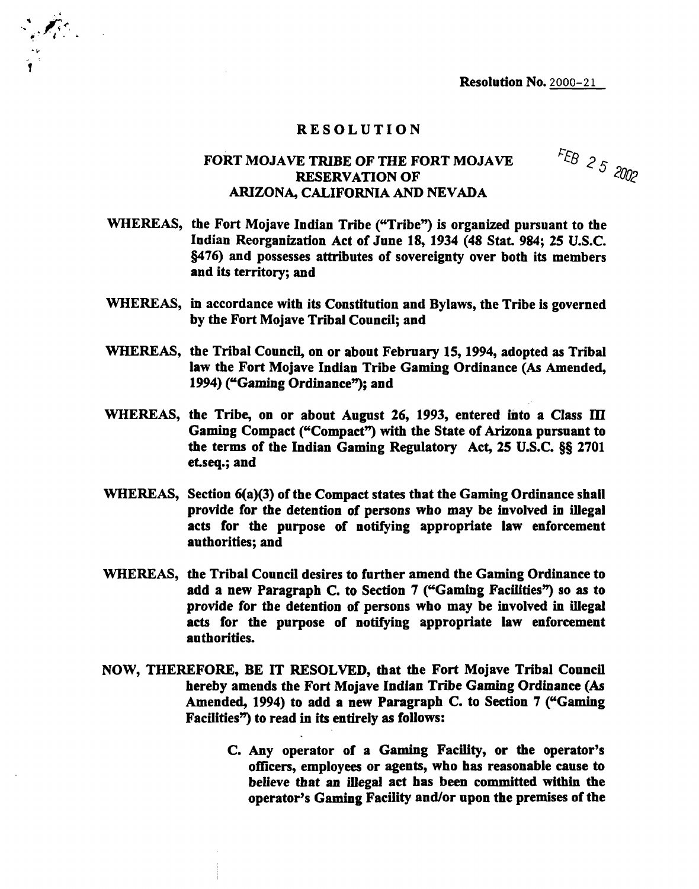Resolution No. 2000-21

# RESOLUTION

## FORT MOJAVE TRIBE OF THE FORT MOJAVE RESERVATION OF ARIZONA, CALIFORNIA AND NEVADA

FEB 25 2002

**WHEREAS,** the Fort Mojave Indian Tribe ("Tribe") is organized pursuant to the Indian Reorganization Act of June 18, 1934 (48 Stat. 984; 25 U.S.C. §476) and possesses attributes of sovereignty over both its members and its territory; and

**WHEREAS,** in accordance with its Constitution and Bylaws, the Tribe is governed by the Fort Mojave Tribal Council; and

**WHEREAS,** the Tribal Council, on or about February 15, 1994, adopted as Tribal law the Fort Mojave Indian Tribe Gaming Ordinance (As Amended, 1994) ("Gaming Ordinance"); and

**WHEREAS,** the Tribe, on or about August 26, 1993, entered into a Class III Gaming Compact ("Compact") with the State of Arizona pursuant to the terms of the Indian Gaming Regulatory Act, 25 U.S.C. §§ 2701 et.seq.; and

**WHEREAS,** Section 6(a)(3) of the Compact states that the Gaming Ordinance shall provide for the detention of persons who may be involved in illegal acts for the purpose of notifying appropriate law enforcement authorities; and

**WHEREAS,** the Tribal Council desires to further amend the Gaming Ordinance to add a new Paragraph C. to Section 7 ("Gaming Facilities") so as to provide for the detention of persons who may be involved in illegal acts for the purpose of notifying appropriate law enforcement authorities.

**NOW, THEREFORE, BE IT RESOLVED,** that the Fort Mojave Tribal Council hereby amends the Fort Mojave Indian Tribe Gaming Ordinance (As Amended, 1994) to add a new Paragraph C. to Section 7 ("Gaming Facilities") to read in its entirely as follows:

> **C. Any operator of a Gaming Facility, or the operator's officers, employees or agents, who has reasonable cause to believe that an illegal act has been committed within the operator's Gaming Facility and/or upon the premises of the**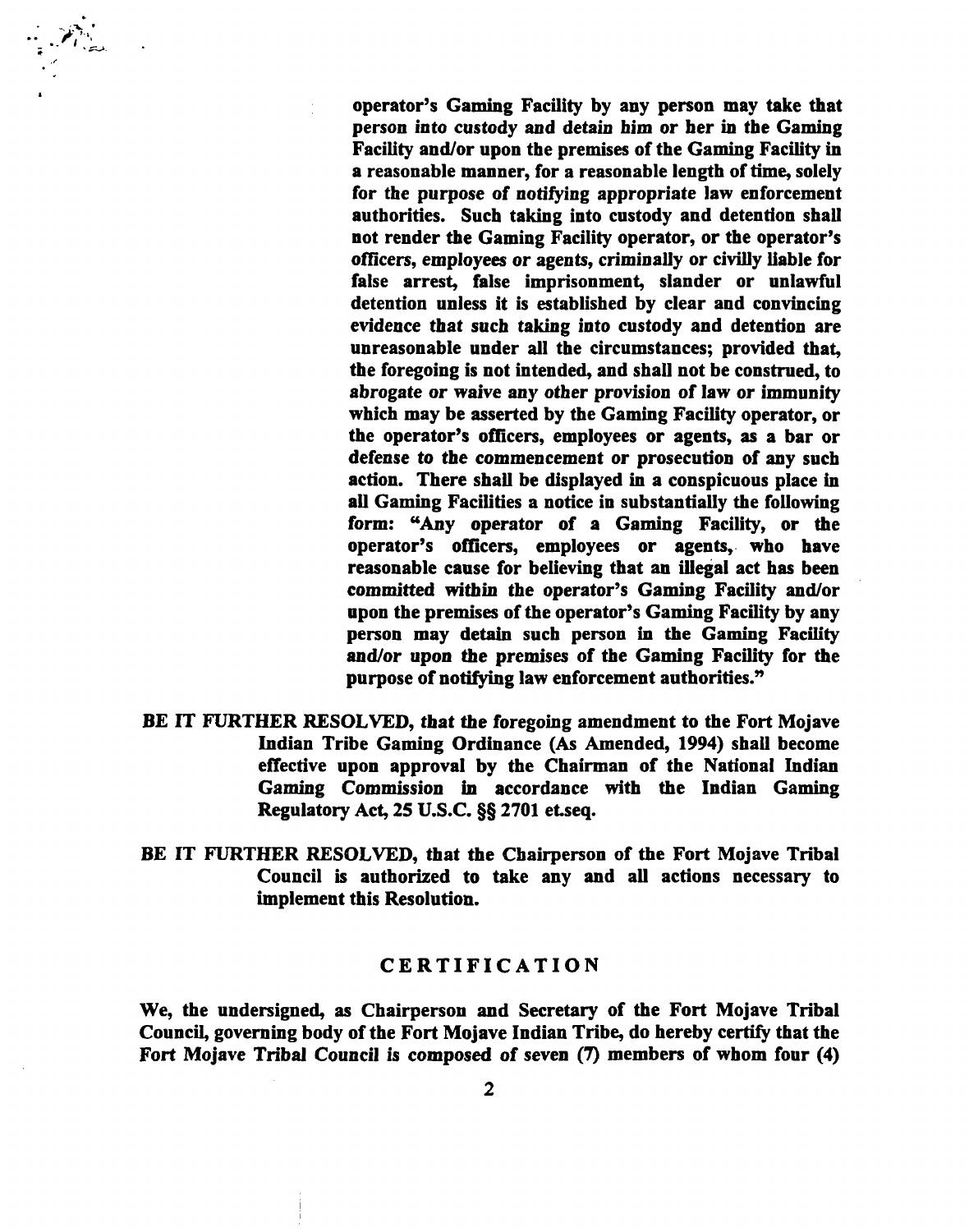operator's Gaming Facility by any person may take that person into custody and detain him or her in the Gaming Facility and/or upon the premises of the Gaming Facility in a reasonable manner, for a reasonable length of time, solely for the purpose of notifying appropriate law enforcement authorities. Such taking into custody and detention shall not render the Gaming Facility operator, or the operator's officers, employees or agents, criminally or civilly liable for false arrest, false imprisonment, slander or unlawful detention unless it is established by clear and convincing evidence that such taking into custody and detention are unreasonable under all the circumstances; provided that, the foregoing is not intended, and shall not be construed, to abrogate or waive any other provision of law or immunity which may be asserted by the Gaming Facility operator, or the operator's officers, employees or agents, as a bar or defense to the commencement or prosecution of any such action. There shall be displayed in a conspicuous place in all Gaming Facilities a notice in substantially the following form: "Any operator of a Gaming Facility, or the operator's officers, employees or agents, who have reasonable cause for believing that an illegal act has been committed within the operator's Gaming Facility and/or upon the premises of the operator's Gaming Facility by any person may detain such person in the Gaming Facility and/or upon the premises of the Gaming Facility for the purpose of notifying law enforcement authorities."

**BE IT FURTHER RESOLVED**, that the foregoing amendment to the Fort Mojave Indian Tribe Gaming Ordinance (As Amended, 1994) shall become effective upon approval by the Chairman of the National Indian Gaming Commission in accordance with the Indian Gaming Regulatory Act, 25 U.S.C. §§ 2701 et.seq.

**BE IT FURTHER RESOLVED**, that the Chairperson of the Fort Mojave Tribal Council is authorized to take any and all actions necessary to implement this Resolution.

## CERTIFICATION

We, the undersigned, as Chairperson and Secretary of the Fort Mojave Tribal Council, governing body of the Fort Mojave Indian Tribe, do hereby certify that the Fort Mojave Tribal Council is composed of seven (7) members of whom four (4)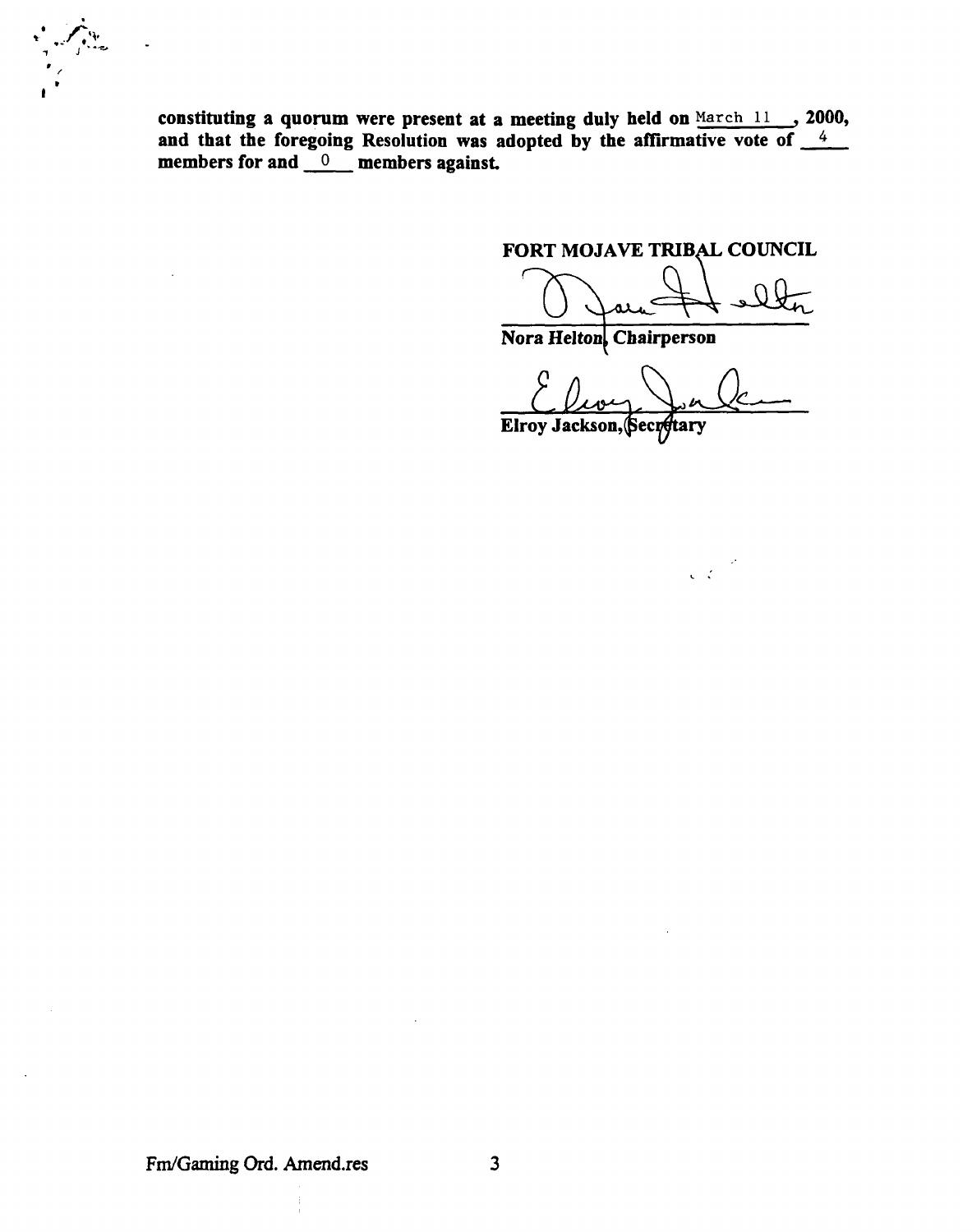**constituting a quorum were present at a meeting duly held on** March 11 **, 2000, and that the foregoing Resolution was adopted by the affirmative vote of** 4 **members for and** 0 **members against.**

**FORT MOJAVE TRIBAL COUNCIL**

**Nora Helton, Chairperson**

**Elroy Jackson, Secretary**

Fm/Gaming Ord. Amend.res